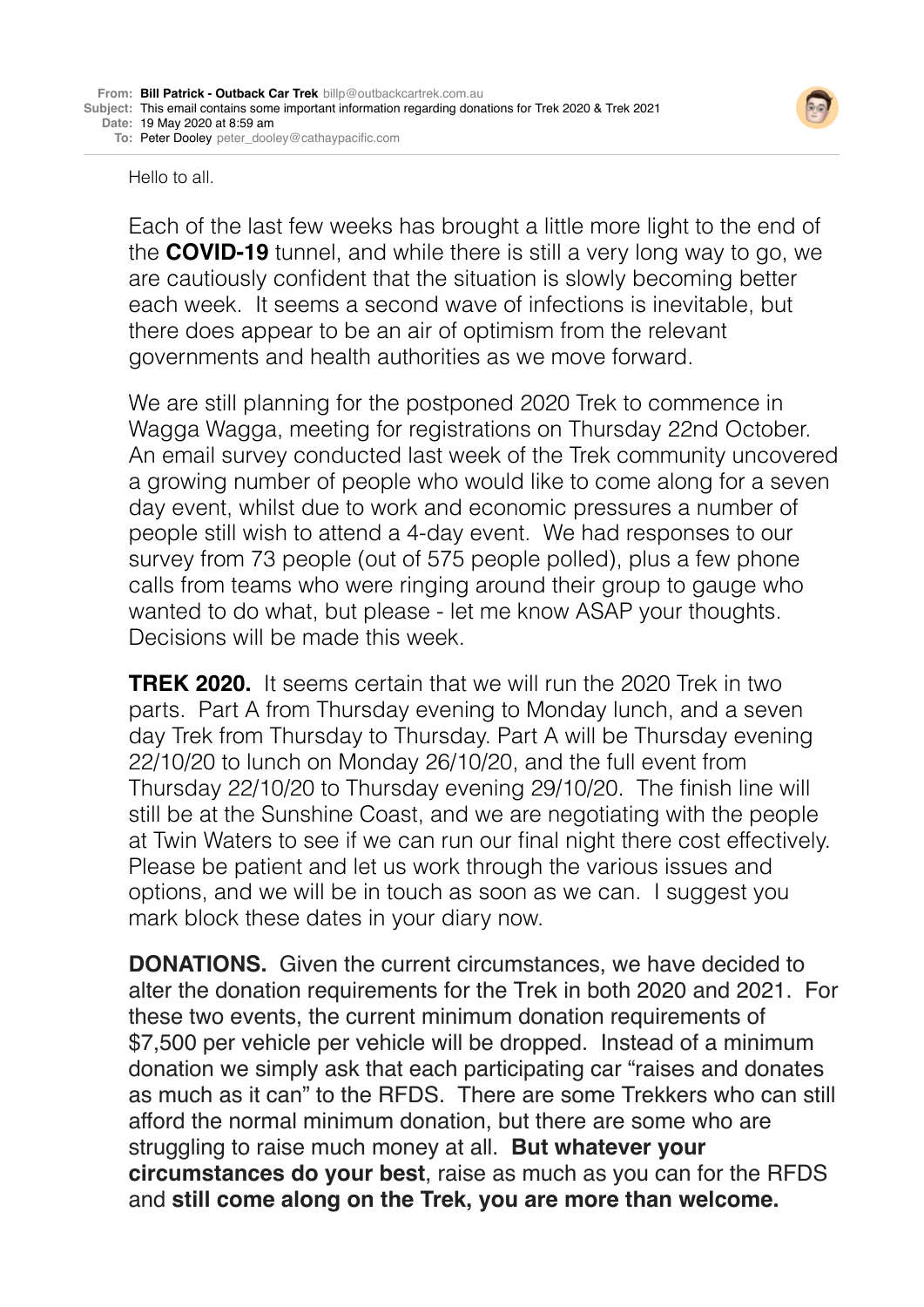**From:** **Bill Patrick - Outback Car Trek** billp@outbackcartrek.com.au
**Subject:** This email contains some important information regarding donations for Trek 2020 & Trek 2021
**Date:** 19 May 2020 at 8:59 am
**To:** Peter Dooley peter_dooley@cathaypacific.com

Hello to all.

Each of the last few weeks has brought a little more light to the end of the **COVID-19** tunnel, and while there is still a very long way to go, we are cautiously confident that the situation is slowly becoming better each week. It seems a second wave of infections is inevitable, but there does appear to be an air of optimism from the relevant governments and health authorities as we move forward.

We are still planning for the postponed 2020 Trek to commence in Wagga Wagga, meeting for registrations on Thursday 22nd October. An email survey conducted last week of the Trek community uncovered a growing number of people who would like to come along for a seven day event, whilst due to work and economic pressures a number of people still wish to attend a 4-day event. We had responses to our survey from 73 people (out of 575 people polled), plus a few phone calls from teams who were ringing around their group to gauge who wanted to do what, but please - let me know ASAP your thoughts. Decisions will be made this week.

**TREK 2020.** It seems certain that we will run the 2020 Trek in two parts. Part A from Thursday evening to Monday lunch, and a seven day Trek from Thursday to Thursday. Part A will be Thursday evening 22/10/20 to lunch on Monday 26/10/20, and the full event from Thursday 22/10/20 to Thursday evening 29/10/20. The finish line will still be at the Sunshine Coast, and we are negotiating with the people at Twin Waters to see if we can run our final night there cost effectively. Please be patient and let us work through the various issues and options, and we will be in touch as soon as we can. I suggest you mark block these dates in your diary now.

**DONATIONS.** Given the current circumstances, we have decided to alter the donation requirements for the Trek in both 2020 and 2021. For these two events, the current minimum donation requirements of $7,500 per vehicle per vehicle will be dropped. Instead of a minimum donation we simply ask that each participating car "raises and donates as much as it can" to the RFDS. There are some Trekkers who can still afford the normal minimum donation, but there are some who are struggling to raise much money at all. **But whatever your circumstances do your best**, raise as much as you can for the RFDS and **still come along on the Trek, you are more than welcome.**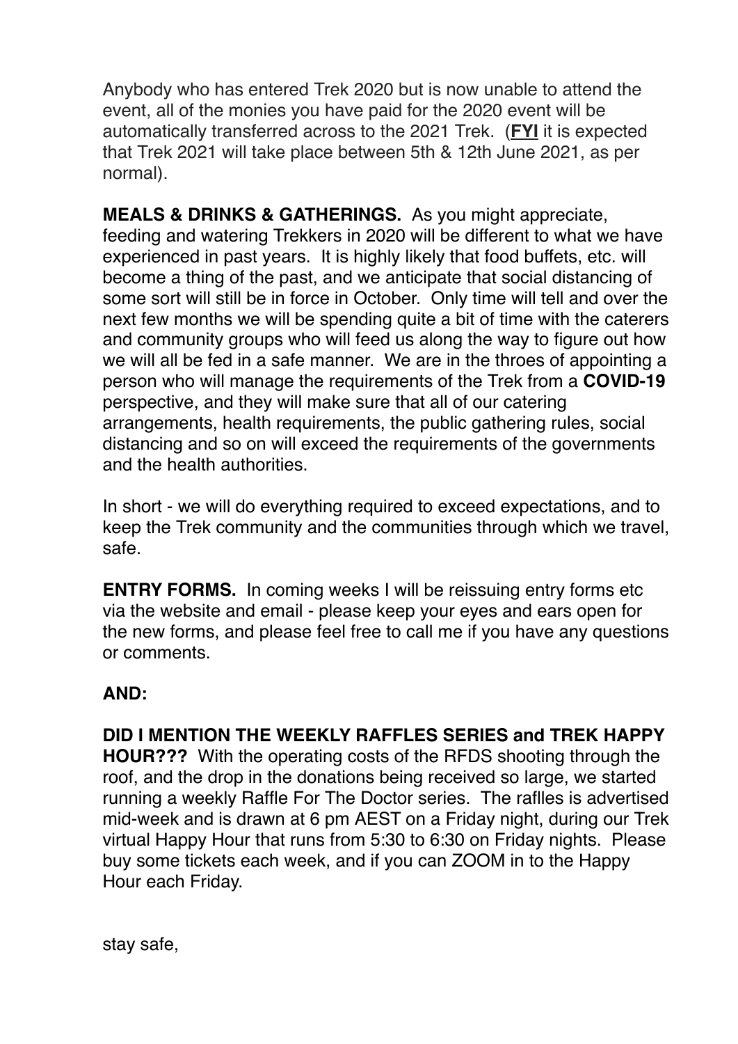Anybody who has entered Trek 2020 but is now unable to attend the event, all of the monies you have paid for the 2020 event will be automatically transferred across to the 2021 Trek. (**FYI** it is expected that Trek 2021 will take place between 5th & 12th June 2021, as per normal).

**MEALS & DRINKS & GATHERINGS.** As you might appreciate, feeding and watering Trekkers in 2020 will be different to what we have experienced in past years. It is highly likely that food buffets, etc. will become a thing of the past, and we anticipate that social distancing of some sort will still be in force in October. Only time will tell and over the next few months we will be spending quite a bit of time with the caterers and community groups who will feed us along the way to figure out how we will all be fed in a safe manner. We are in the throes of appointing a person who will manage the requirements of the Trek from a **COVID-19** perspective, and they will make sure that all of our catering arrangements, health requirements, the public gathering rules, social distancing and so on will exceed the requirements of the governments and the health authorities.

In short - we will do everything required to exceed expectations, and to keep the Trek community and the communities through which we travel, safe.

**ENTRY FORMS.** In coming weeks I will be reissuing entry forms etc via the website and email - please keep your eyes and ears open for the new forms, and please feel free to call me if you have any questions or comments.

**AND:**

**DID I MENTION THE WEEKLY RAFFLES SERIES and TREK HAPPY HOUR???** With the operating costs of the RFDS shooting through the roof, and the drop in the donations being received so large, we started running a weekly Raffle For The Doctor series. The raflles is advertised mid-week and is drawn at 6 pm AEST on a Friday night, during our Trek virtual Happy Hour that runs from 5:30 to 6:30 on Friday nights. Please buy some tickets each week, and if you can ZOOM in to the Happy Hour each Friday.

stay safe,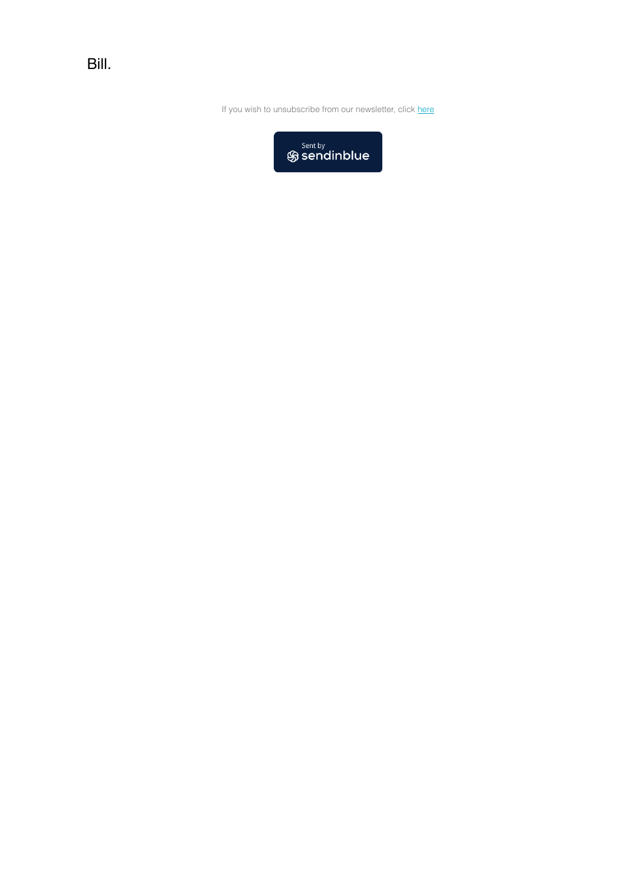Bill.

If you wish to unsubscribe from our newsletter, click here

Sent by sendinblue